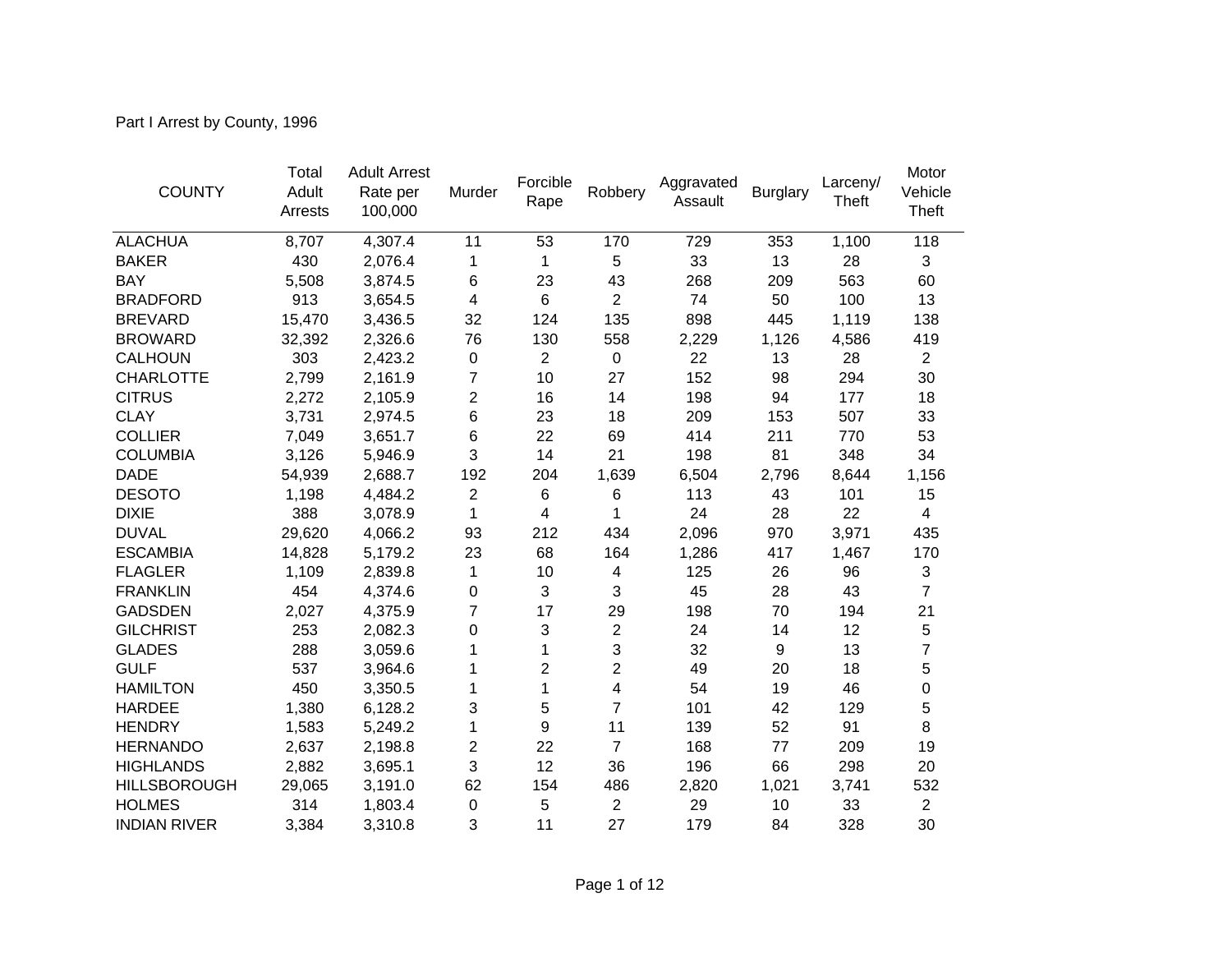Part I Arrest by County, 1996

| COUNTY | Total Adult Arrests | Adult Arrest Rate per 100,000 | Murder | Forcible Rape | Robbery | Aggravated Assault | Burglary | Larceny/ Theft | Motor Vehicle Theft |
|---|---|---|---|---|---|---|---|---|---|
| ALACHUA | 8,707 | 4,307.4 | 11 | 53 | 170 | 729 | 353 | 1,100 | 118 |
| BAKER | 430 | 2,076.4 | 1 | 1 | 5 | 33 | 13 | 28 | 3 |
| BAY | 5,508 | 3,874.5 | 6 | 23 | 43 | 268 | 209 | 563 | 60 |
| BRADFORD | 913 | 3,654.5 | 4 | 6 | 2 | 74 | 50 | 100 | 13 |
| BREVARD | 15,470 | 3,436.5 | 32 | 124 | 135 | 898 | 445 | 1,119 | 138 |
| BROWARD | 32,392 | 2,326.6 | 76 | 130 | 558 | 2,229 | 1,126 | 4,586 | 419 |
| CALHOUN | 303 | 2,423.2 | 0 | 2 | 0 | 22 | 13 | 28 | 2 |
| CHARLOTTE | 2,799 | 2,161.9 | 7 | 10 | 27 | 152 | 98 | 294 | 30 |
| CITRUS | 2,272 | 2,105.9 | 2 | 16 | 14 | 198 | 94 | 177 | 18 |
| CLAY | 3,731 | 2,974.5 | 6 | 23 | 18 | 209 | 153 | 507 | 33 |
| COLLIER | 7,049 | 3,651.7 | 6 | 22 | 69 | 414 | 211 | 770 | 53 |
| COLUMBIA | 3,126 | 5,946.9 | 3 | 14 | 21 | 198 | 81 | 348 | 34 |
| DADE | 54,939 | 2,688.7 | 192 | 204 | 1,639 | 6,504 | 2,796 | 8,644 | 1,156 |
| DESOTO | 1,198 | 4,484.2 | 2 | 6 | 6 | 113 | 43 | 101 | 15 |
| DIXIE | 388 | 3,078.9 | 1 | 4 | 1 | 24 | 28 | 22 | 4 |
| DUVAL | 29,620 | 4,066.2 | 93 | 212 | 434 | 2,096 | 970 | 3,971 | 435 |
| ESCAMBIA | 14,828 | 5,179.2 | 23 | 68 | 164 | 1,286 | 417 | 1,467 | 170 |
| FLAGLER | 1,109 | 2,839.8 | 1 | 10 | 4 | 125 | 26 | 96 | 3 |
| FRANKLIN | 454 | 4,374.6 | 0 | 3 | 3 | 45 | 28 | 43 | 7 |
| GADSDEN | 2,027 | 4,375.9 | 7 | 17 | 29 | 198 | 70 | 194 | 21 |
| GILCHRIST | 253 | 2,082.3 | 0 | 3 | 2 | 24 | 14 | 12 | 5 |
| GLADES | 288 | 3,059.6 | 1 | 1 | 3 | 32 | 9 | 13 | 7 |
| GULF | 537 | 3,964.6 | 1 | 2 | 2 | 49 | 20 | 18 | 5 |
| HAMILTON | 450 | 3,350.5 | 1 | 1 | 4 | 54 | 19 | 46 | 0 |
| HARDEE | 1,380 | 6,128.2 | 3 | 5 | 7 | 101 | 42 | 129 | 5 |
| HENDRY | 1,583 | 5,249.2 | 1 | 9 | 11 | 139 | 52 | 91 | 8 |
| HERNANDO | 2,637 | 2,198.8 | 2 | 22 | 7 | 168 | 77 | 209 | 19 |
| HIGHLANDS | 2,882 | 3,695.1 | 3 | 12 | 36 | 196 | 66 | 298 | 20 |
| HILLSBOROUGH | 29,065 | 3,191.0 | 62 | 154 | 486 | 2,820 | 1,021 | 3,741 | 532 |
| HOLMES | 314 | 1,803.4 | 0 | 5 | 2 | 29 | 10 | 33 | 2 |
| INDIAN RIVER | 3,384 | 3,310.8 | 3 | 11 | 27 | 179 | 84 | 328 | 30 |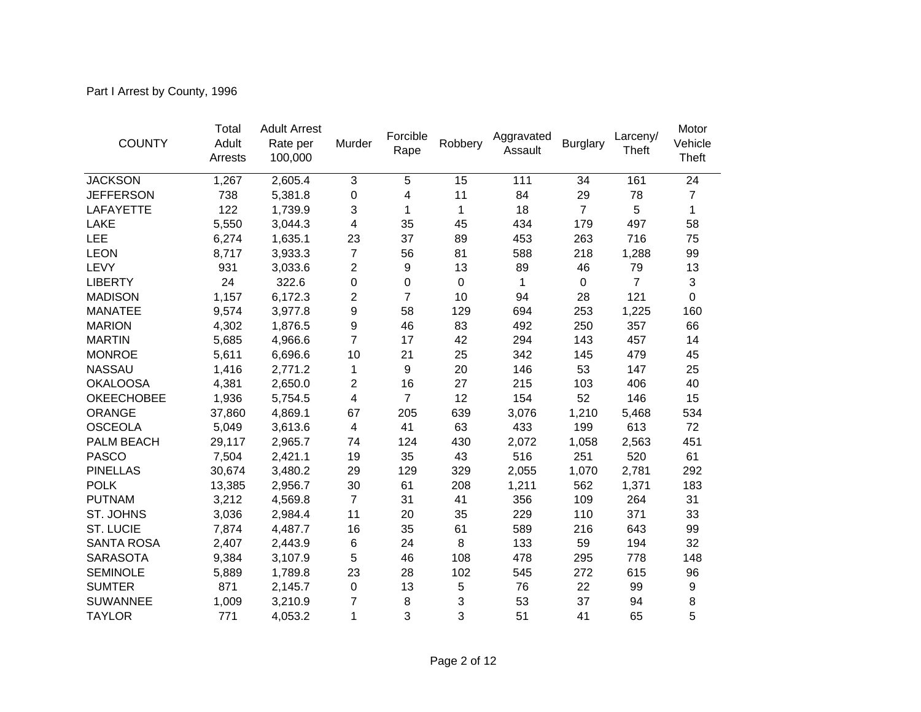Part I Arrest by County, 1996

| COUNTY | Total Adult Arrests | Adult Arrest Rate per 100,000 | Murder | Forcible Rape | Robbery | Aggravated Assault | Burglary | Larceny/ Theft | Motor Vehicle Theft |
|---|---|---|---|---|---|---|---|---|---|
| JACKSON | 1,267 | 2,605.4 | 3 | 5 | 15 | 111 | 34 | 161 | 24 |
| JEFFERSON | 738 | 5,381.8 | 0 | 4 | 11 | 84 | 29 | 78 | 7 |
| LAFAYETTE | 122 | 1,739.9 | 3 | 1 | 1 | 18 | 7 | 5 | 1 |
| LAKE | 5,550 | 3,044.3 | 4 | 35 | 45 | 434 | 179 | 497 | 58 |
| LEE | 6,274 | 1,635.1 | 23 | 37 | 89 | 453 | 263 | 716 | 75 |
| LEON | 8,717 | 3,933.3 | 7 | 56 | 81 | 588 | 218 | 1,288 | 99 |
| LEVY | 931 | 3,033.6 | 2 | 9 | 13 | 89 | 46 | 79 | 13 |
| LIBERTY | 24 | 322.6 | 0 | 0 | 0 | 1 | 0 | 7 | 3 |
| MADISON | 1,157 | 6,172.3 | 2 | 7 | 10 | 94 | 28 | 121 | 0 |
| MANATEE | 9,574 | 3,977.8 | 9 | 58 | 129 | 694 | 253 | 1,225 | 160 |
| MARION | 4,302 | 1,876.5 | 9 | 46 | 83 | 492 | 250 | 357 | 66 |
| MARTIN | 5,685 | 4,966.6 | 7 | 17 | 42 | 294 | 143 | 457 | 14 |
| MONROE | 5,611 | 6,696.6 | 10 | 21 | 25 | 342 | 145 | 479 | 45 |
| NASSAU | 1,416 | 2,771.2 | 1 | 9 | 20 | 146 | 53 | 147 | 25 |
| OKALOOSA | 4,381 | 2,650.0 | 2 | 16 | 27 | 215 | 103 | 406 | 40 |
| OKEECHOBEE | 1,936 | 5,754.5 | 4 | 7 | 12 | 154 | 52 | 146 | 15 |
| ORANGE | 37,860 | 4,869.1 | 67 | 205 | 639 | 3,076 | 1,210 | 5,468 | 534 |
| OSCEOLA | 5,049 | 3,613.6 | 4 | 41 | 63 | 433 | 199 | 613 | 72 |
| PALM BEACH | 29,117 | 2,965.7 | 74 | 124 | 430 | 2,072 | 1,058 | 2,563 | 451 |
| PASCO | 7,504 | 2,421.1 | 19 | 35 | 43 | 516 | 251 | 520 | 61 |
| PINELLAS | 30,674 | 3,480.2 | 29 | 129 | 329 | 2,055 | 1,070 | 2,781 | 292 |
| POLK | 13,385 | 2,956.7 | 30 | 61 | 208 | 1,211 | 562 | 1,371 | 183 |
| PUTNAM | 3,212 | 4,569.8 | 7 | 31 | 41 | 356 | 109 | 264 | 31 |
| ST. JOHNS | 3,036 | 2,984.4 | 11 | 20 | 35 | 229 | 110 | 371 | 33 |
| ST. LUCIE | 7,874 | 4,487.7 | 16 | 35 | 61 | 589 | 216 | 643 | 99 |
| SANTA ROSA | 2,407 | 2,443.9 | 6 | 24 | 8 | 133 | 59 | 194 | 32 |
| SARASOTA | 9,384 | 3,107.9 | 5 | 46 | 108 | 478 | 295 | 778 | 148 |
| SEMINOLE | 5,889 | 1,789.8 | 23 | 28 | 102 | 545 | 272 | 615 | 96 |
| SUMTER | 871 | 2,145.7 | 0 | 13 | 5 | 76 | 22 | 99 | 9 |
| SUWANNEE | 1,009 | 3,210.9 | 7 | 8 | 3 | 53 | 37 | 94 | 8 |
| TAYLOR | 771 | 4,053.2 | 1 | 3 | 3 | 51 | 41 | 65 | 5 |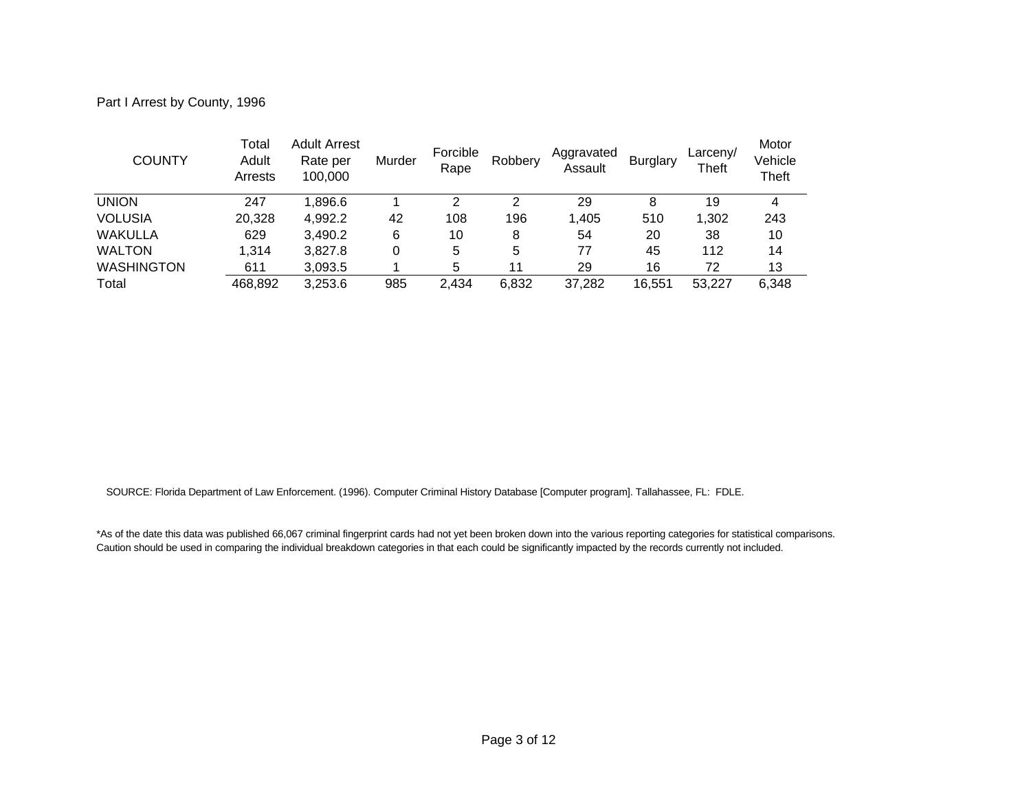Part I Arrest by County, 1996

| COUNTY | Total Adult Arrests | Adult Arrest Rate per 100,000 | Murder | Forcible Rape | Robbery | Aggravated Assault | Burglary | Larceny/ Theft | Motor Vehicle Theft |
|---|---|---|---|---|---|---|---|---|---|
| UNION | 247 | 1,896.6 | 1 | 2 | 2 | 29 | 8 | 19 | 4 |
| VOLUSIA | 20,328 | 4,992.2 | 42 | 108 | 196 | 1,405 | 510 | 1,302 | 243 |
| WAKULLA | 629 | 3,490.2 | 6 | 10 | 8 | 54 | 20 | 38 | 10 |
| WALTON | 1,314 | 3,827.8 | 0 | 5 | 5 | 77 | 45 | 112 | 14 |
| WASHINGTON | 611 | 3,093.5 | 1 | 5 | 11 | 29 | 16 | 72 | 13 |
| Total | 468,892 | 3,253.6 | 985 | 2,434 | 6,832 | 37,282 | 16,551 | 53,227 | 6,348 |

SOURCE: Florida Department of Law Enforcement. (1996). Computer Criminal History Database [Computer program]. Tallahassee, FL: FDLE.

*As of the date this data was published 66,067 criminal fingerprint cards had not yet been broken down into the various reporting categories for statistical comparisons. Caution should be used in comparing the individual breakdown categories in that each could be significantly impacted by the records currently not included.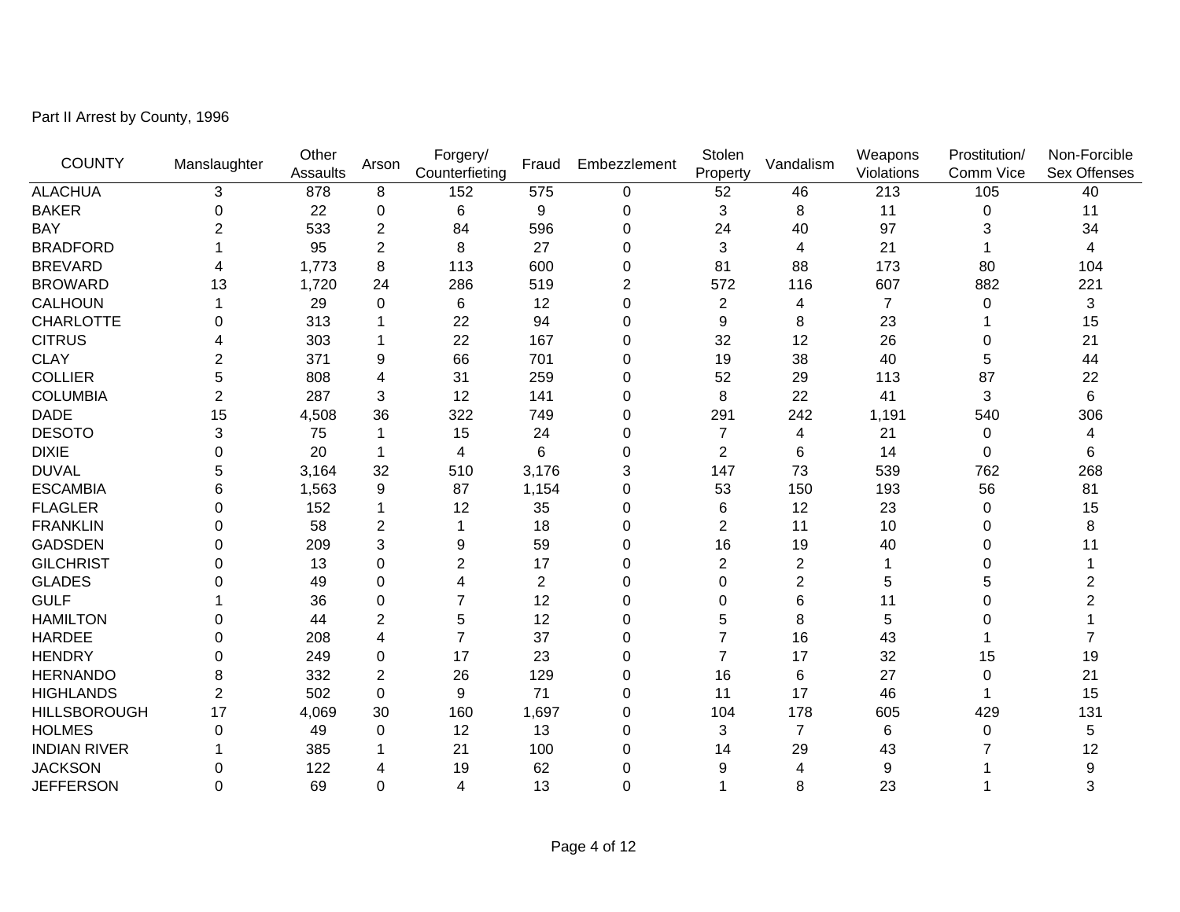Part II Arrest by County, 1996

| COUNTY | Manslaughter | Other Assaults | Arson | Forgery/ Counterfieting | Fraud | Embezzlement | Stolen Property | Vandalism | Weapons Violations | Prostitution/ Comm Vice | Non-Forcible Sex Offenses |
|---|---|---|---|---|---|---|---|---|---|---|---|
| ALACHUA | 3 | 878 | 8 | 152 | 575 | 0 | 52 | 46 | 213 | 105 | 40 |
| BAKER | 0 | 22 | 0 | 6 | 9 | 0 | 3 | 8 | 11 | 0 | 11 |
| BAY | 2 | 533 | 2 | 84 | 596 | 0 | 24 | 40 | 97 | 3 | 34 |
| BRADFORD | 1 | 95 | 2 | 8 | 27 | 0 | 3 | 4 | 21 | 1 | 4 |
| BREVARD | 4 | 1,773 | 8 | 113 | 600 | 0 | 81 | 88 | 173 | 80 | 104 |
| BROWARD | 13 | 1,720 | 24 | 286 | 519 | 2 | 572 | 116 | 607 | 882 | 221 |
| CALHOUN | 1 | 29 | 0 | 6 | 12 | 0 | 2 | 4 | 7 | 0 | 3 |
| CHARLOTTE | 0 | 313 | 1 | 22 | 94 | 0 | 9 | 8 | 23 | 1 | 15 |
| CITRUS | 4 | 303 | 1 | 22 | 167 | 0 | 32 | 12 | 26 | 0 | 21 |
| CLAY | 2 | 371 | 9 | 66 | 701 | 0 | 19 | 38 | 40 | 5 | 44 |
| COLLIER | 5 | 808 | 4 | 31 | 259 | 0 | 52 | 29 | 113 | 87 | 22 |
| COLUMBIA | 2 | 287 | 3 | 12 | 141 | 0 | 8 | 22 | 41 | 3 | 6 |
| DADE | 15 | 4,508 | 36 | 322 | 749 | 0 | 291 | 242 | 1,191 | 540 | 306 |
| DESOTO | 3 | 75 | 1 | 15 | 24 | 0 | 7 | 4 | 21 | 0 | 4 |
| DIXIE | 0 | 20 | 1 | 4 | 6 | 0 | 2 | 6 | 14 | 0 | 6 |
| DUVAL | 5 | 3,164 | 32 | 510 | 3,176 | 3 | 147 | 73 | 539 | 762 | 268 |
| ESCAMBIA | 6 | 1,563 | 9 | 87 | 1,154 | 0 | 53 | 150 | 193 | 56 | 81 |
| FLAGLER | 0 | 152 | 1 | 12 | 35 | 0 | 6 | 12 | 23 | 0 | 15 |
| FRANKLIN | 0 | 58 | 2 | 1 | 18 | 0 | 2 | 11 | 10 | 0 | 8 |
| GADSDEN | 0 | 209 | 3 | 9 | 59 | 0 | 16 | 19 | 40 | 0 | 11 |
| GILCHRIST | 0 | 13 | 0 | 2 | 17 | 0 | 2 | 2 | 1 | 0 | 1 |
| GLADES | 0 | 49 | 0 | 4 | 2 | 0 | 0 | 2 | 5 | 5 | 2 |
| GULF | 1 | 36 | 0 | 7 | 12 | 0 | 0 | 6 | 11 | 0 | 2 |
| HAMILTON | 0 | 44 | 2 | 5 | 12 | 0 | 5 | 8 | 5 | 0 | 1 |
| HARDEE | 0 | 208 | 4 | 7 | 37 | 0 | 7 | 16 | 43 | 1 | 7 |
| HENDRY | 0 | 249 | 0 | 17 | 23 | 0 | 7 | 17 | 32 | 15 | 19 |
| HERNANDO | 8 | 332 | 2 | 26 | 129 | 0 | 16 | 6 | 27 | 0 | 21 |
| HIGHLANDS | 2 | 502 | 0 | 9 | 71 | 0 | 11 | 17 | 46 | 1 | 15 |
| HILLSBOROUGH | 17 | 4,069 | 30 | 160 | 1,697 | 0 | 104 | 178 | 605 | 429 | 131 |
| HOLMES | 0 | 49 | 0 | 12 | 13 | 0 | 3 | 7 | 6 | 0 | 5 |
| INDIAN RIVER | 1 | 385 | 1 | 21 | 100 | 0 | 14 | 29 | 43 | 7 | 12 |
| JACKSON | 0 | 122 | 4 | 19 | 62 | 0 | 9 | 4 | 9 | 1 | 9 |
| JEFFERSON | 0 | 69 | 0 | 4 | 13 | 0 | 1 | 8 | 23 | 1 | 3 |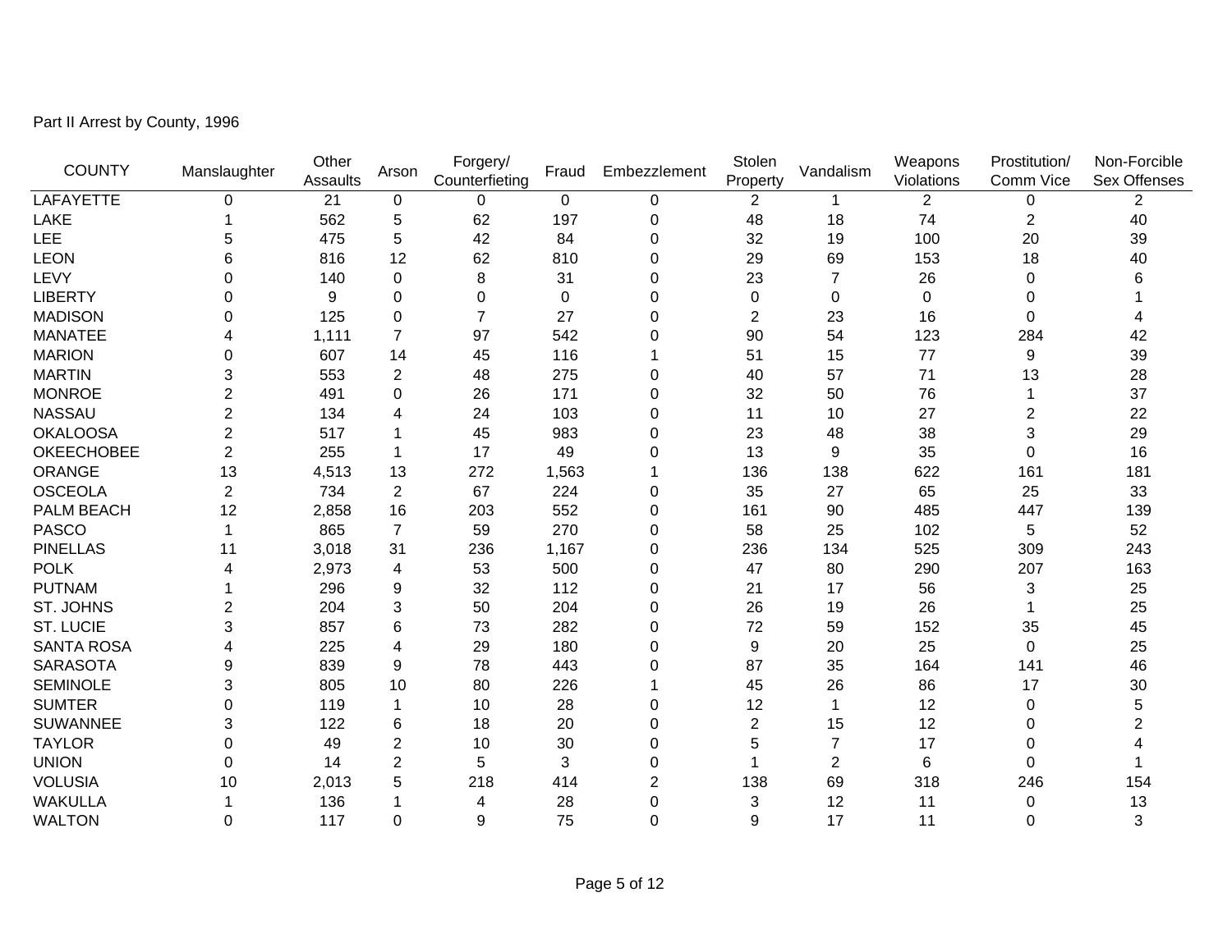Part II Arrest by County, 1996

| COUNTY | Manslaughter | Other Assaults | Arson | Forgery/ Counterfieting | Fraud | Embezzlement | Stolen Property | Vandalism | Weapons Violations | Prostitution/ Comm Vice | Non-Forcible Sex Offenses |
|---|---|---|---|---|---|---|---|---|---|---|---|
| LAFAYETTE | 0 | 21 | 0 | 0 | 0 | 0 | 2 | 1 | 2 | 0 | 2 |
| LAKE | 1 | 562 | 5 | 62 | 197 | 0 | 48 | 18 | 74 | 2 | 40 |
| LEE | 5 | 475 | 5 | 42 | 84 | 0 | 32 | 19 | 100 | 20 | 39 |
| LEON | 6 | 816 | 12 | 62 | 810 | 0 | 29 | 69 | 153 | 18 | 40 |
| LEVY | 0 | 140 | 0 | 8 | 31 | 0 | 23 | 7 | 26 | 0 | 6 |
| LIBERTY | 0 | 9 | 0 | 0 | 0 | 0 | 0 | 0 | 0 | 0 | 1 |
| MADISON | 0 | 125 | 0 | 7 | 27 | 0 | 2 | 23 | 16 | 0 | 4 |
| MANATEE | 4 | 1,111 | 7 | 97 | 542 | 0 | 90 | 54 | 123 | 284 | 42 |
| MARION | 0 | 607 | 14 | 45 | 116 | 1 | 51 | 15 | 77 | 9 | 39 |
| MARTIN | 3 | 553 | 2 | 48 | 275 | 0 | 40 | 57 | 71 | 13 | 28 |
| MONROE | 2 | 491 | 0 | 26 | 171 | 0 | 32 | 50 | 76 | 1 | 37 |
| NASSAU | 2 | 134 | 4 | 24 | 103 | 0 | 11 | 10 | 27 | 2 | 22 |
| OKALOOSA | 2 | 517 | 1 | 45 | 983 | 0 | 23 | 48 | 38 | 3 | 29 |
| OKEECHOBEE | 2 | 255 | 1 | 17 | 49 | 0 | 13 | 9 | 35 | 0 | 16 |
| ORANGE | 13 | 4,513 | 13 | 272 | 1,563 | 1 | 136 | 138 | 622 | 161 | 181 |
| OSCEOLA | 2 | 734 | 2 | 67 | 224 | 0 | 35 | 27 | 65 | 25 | 33 |
| PALM BEACH | 12 | 2,858 | 16 | 203 | 552 | 0 | 161 | 90 | 485 | 447 | 139 |
| PASCO | 1 | 865 | 7 | 59 | 270 | 0 | 58 | 25 | 102 | 5 | 52 |
| PINELLAS | 11 | 3,018 | 31 | 236 | 1,167 | 0 | 236 | 134 | 525 | 309 | 243 |
| POLK | 4 | 2,973 | 4 | 53 | 500 | 0 | 47 | 80 | 290 | 207 | 163 |
| PUTNAM | 1 | 296 | 9 | 32 | 112 | 0 | 21 | 17 | 56 | 3 | 25 |
| ST. JOHNS | 2 | 204 | 3 | 50 | 204 | 0 | 26 | 19 | 26 | 1 | 25 |
| ST. LUCIE | 3 | 857 | 6 | 73 | 282 | 0 | 72 | 59 | 152 | 35 | 45 |
| SANTA ROSA | 4 | 225 | 4 | 29 | 180 | 0 | 9 | 20 | 25 | 0 | 25 |
| SARASOTA | 9 | 839 | 9 | 78 | 443 | 0 | 87 | 35 | 164 | 141 | 46 |
| SEMINOLE | 3 | 805 | 10 | 80 | 226 | 1 | 45 | 26 | 86 | 17 | 30 |
| SUMTER | 0 | 119 | 1 | 10 | 28 | 0 | 12 | 1 | 12 | 0 | 5 |
| SUWANNEE | 3 | 122 | 6 | 18 | 20 | 0 | 2 | 15 | 12 | 0 | 2 |
| TAYLOR | 0 | 49 | 2 | 10 | 30 | 0 | 5 | 7 | 17 | 0 | 4 |
| UNION | 0 | 14 | 2 | 5 | 3 | 0 | 1 | 2 | 6 | 0 | 1 |
| VOLUSIA | 10 | 2,013 | 5 | 218 | 414 | 2 | 138 | 69 | 318 | 246 | 154 |
| WAKULLA | 1 | 136 | 1 | 4 | 28 | 0 | 3 | 12 | 11 | 0 | 13 |
| WALTON | 0 | 117 | 0 | 9 | 75 | 0 | 9 | 17 | 11 | 0 | 3 |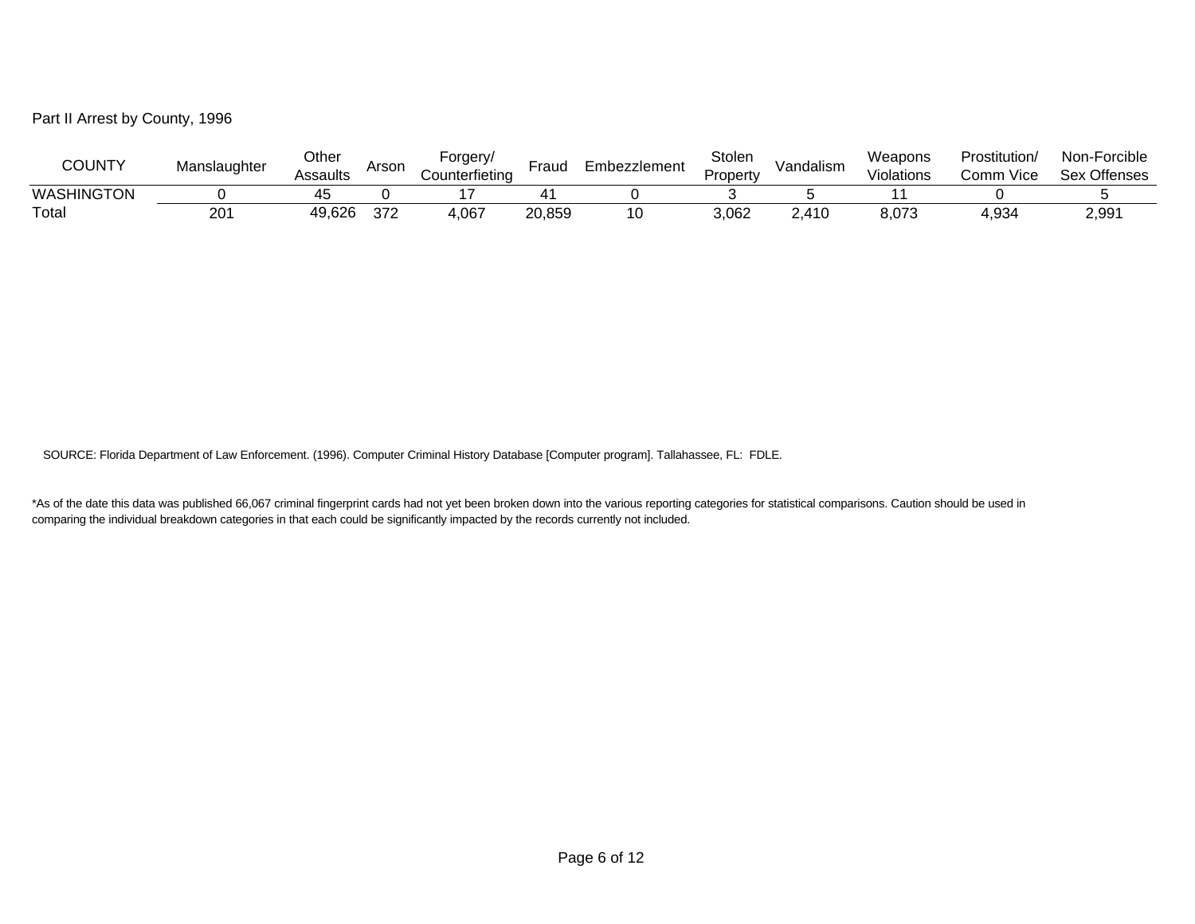Part II Arrest by County, 1996

| COUNTY | Manslaughter | Other Assaults | Arson | Forgery/ Counterfieting | Fraud | Embezzlement | Stolen Property | Vandalism | Weapons Violations | Prostitution/ Comm Vice | Non-Forcible Sex Offenses |
|---|---|---|---|---|---|---|---|---|---|---|---|
| WASHINGTON | 0 | 45 | 0 | 17 | 41 | 0 | 3 | 5 | 11 | 0 | 5 |
| Total | 201 | 49,626 | 372 | 4,067 | 20,859 | 10 | 3,062 | 2,410 | 8,073 | 4,934 | 2,991 |

SOURCE: Florida Department of Law Enforcement. (1996). Computer Criminal History Database [Computer program]. Tallahassee, FL: FDLE.

*As of the date this data was published 66,067 criminal fingerprint cards had not yet been broken down into the various reporting categories for statistical comparisons. Caution should be used in comparing the individual breakdown categories in that each could be significantly impacted by the records currently not included.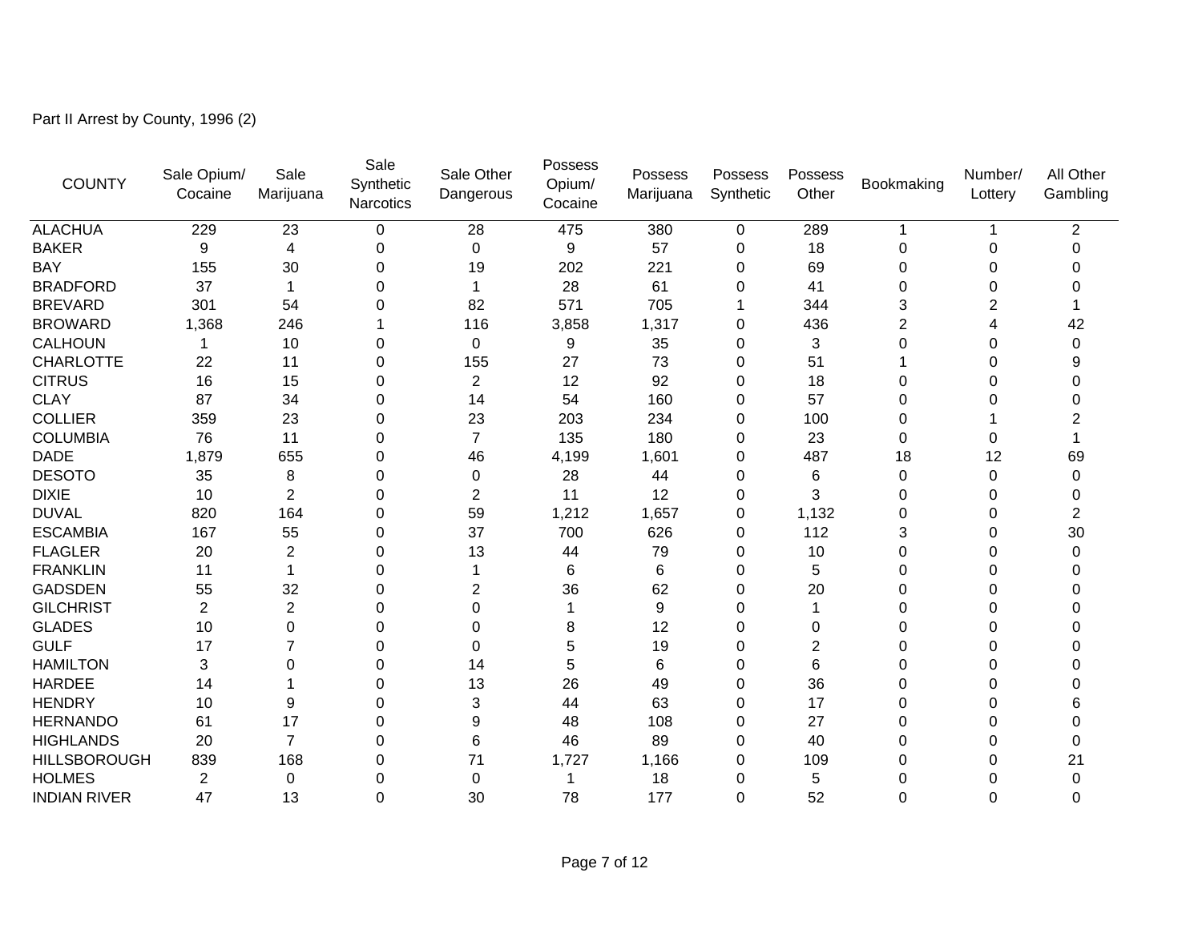Part II Arrest by County, 1996 (2)

| COUNTY | Sale Opium/ Cocaine | Sale Marijuana | Sale Synthetic Narcotics | Sale Other Dangerous | Possess Opium/ Cocaine | Possess Marijuana | Possess Synthetic | Possess Other | Bookmaking | Number/ Lottery | All Other Gambling |
|---|---|---|---|---|---|---|---|---|---|---|---|
| ALACHUA | 229 | 23 | 0 | 28 | 475 | 380 | 0 | 289 | 1 | 1 | 2 |
| BAKER | 9 | 4 | 0 | 0 | 9 | 57 | 0 | 18 | 0 | 0 | 0 |
| BAY | 155 | 30 | 0 | 19 | 202 | 221 | 0 | 69 | 0 | 0 | 0 |
| BRADFORD | 37 | 1 | 0 | 1 | 28 | 61 | 0 | 41 | 0 | 0 | 0 |
| BREVARD | 301 | 54 | 0 | 82 | 571 | 705 | 1 | 344 | 3 | 2 | 1 |
| BROWARD | 1,368 | 246 | 1 | 116 | 3,858 | 1,317 | 0 | 436 | 2 | 4 | 42 |
| CALHOUN | 1 | 10 | 0 | 0 | 9 | 35 | 0 | 3 | 0 | 0 | 0 |
| CHARLOTTE | 22 | 11 | 0 | 155 | 27 | 73 | 0 | 51 | 1 | 0 | 9 |
| CITRUS | 16 | 15 | 0 | 2 | 12 | 92 | 0 | 18 | 0 | 0 | 0 |
| CLAY | 87 | 34 | 0 | 14 | 54 | 160 | 0 | 57 | 0 | 0 | 0 |
| COLLIER | 359 | 23 | 0 | 23 | 203 | 234 | 0 | 100 | 0 | 1 | 2 |
| COLUMBIA | 76 | 11 | 0 | 7 | 135 | 180 | 0 | 23 | 0 | 0 | 1 |
| DADE | 1,879 | 655 | 0 | 46 | 4,199 | 1,601 | 0 | 487 | 18 | 12 | 69 |
| DESOTO | 35 | 8 | 0 | 0 | 28 | 44 | 0 | 6 | 0 | 0 | 0 |
| DIXIE | 10 | 2 | 0 | 2 | 11 | 12 | 0 | 3 | 0 | 0 | 0 |
| DUVAL | 820 | 164 | 0 | 59 | 1,212 | 1,657 | 0 | 1,132 | 0 | 0 | 2 |
| ESCAMBIA | 167 | 55 | 0 | 37 | 700 | 626 | 0 | 112 | 3 | 0 | 30 |
| FLAGLER | 20 | 2 | 0 | 13 | 44 | 79 | 0 | 10 | 0 | 0 | 0 |
| FRANKLIN | 11 | 1 | 0 | 1 | 6 | 6 | 0 | 5 | 0 | 0 | 0 |
| GADSDEN | 55 | 32 | 0 | 2 | 36 | 62 | 0 | 20 | 0 | 0 | 0 |
| GILCHRIST | 2 | 2 | 0 | 0 | 1 | 9 | 0 | 1 | 0 | 0 | 0 |
| GLADES | 10 | 0 | 0 | 0 | 8 | 12 | 0 | 0 | 0 | 0 | 0 |
| GULF | 17 | 7 | 0 | 0 | 5 | 19 | 0 | 2 | 0 | 0 | 0 |
| HAMILTON | 3 | 0 | 0 | 14 | 5 | 6 | 0 | 6 | 0 | 0 | 0 |
| HARDEE | 14 | 1 | 0 | 13 | 26 | 49 | 0 | 36 | 0 | 0 | 0 |
| HENDRY | 10 | 9 | 0 | 3 | 44 | 63 | 0 | 17 | 0 | 0 | 6 |
| HERNANDO | 61 | 17 | 0 | 9 | 48 | 108 | 0 | 27 | 0 | 0 | 0 |
| HIGHLANDS | 20 | 7 | 0 | 6 | 46 | 89 | 0 | 40 | 0 | 0 | 0 |
| HILLSBOROUGH | 839 | 168 | 0 | 71 | 1,727 | 1,166 | 0 | 109 | 0 | 0 | 21 |
| HOLMES | 2 | 0 | 0 | 0 | 1 | 18 | 0 | 5 | 0 | 0 | 0 |
| INDIAN RIVER | 47 | 13 | 0 | 30 | 78 | 177 | 0 | 52 | 0 | 0 | 0 |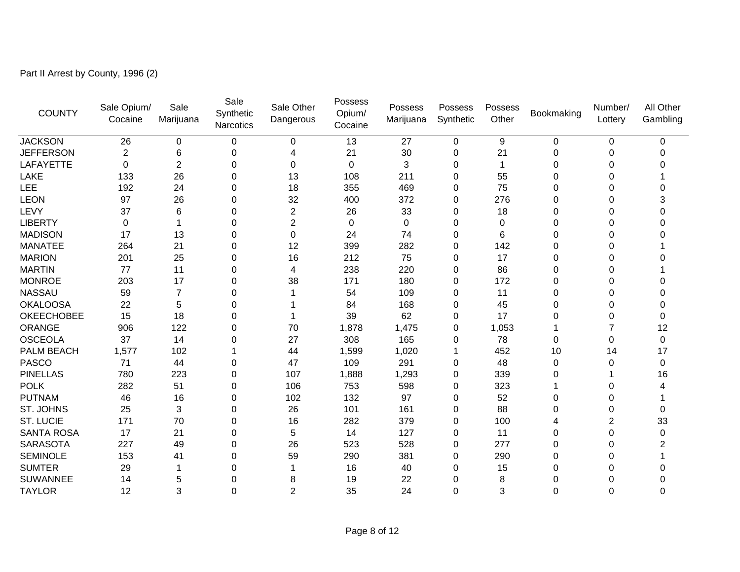Part II Arrest by County, 1996 (2)

| COUNTY | Sale Opium/ Cocaine | Sale Marijuana | Sale Synthetic Narcotics | Sale Other Dangerous | Possess Opium/ Cocaine | Possess Marijuana | Possess Synthetic | Possess Other | Bookmaking | Number/ Lottery | All Other Gambling |
|---|---|---|---|---|---|---|---|---|---|---|---|
| JACKSON | 26 | 0 | 0 | 0 | 13 | 27 | 0 | 9 | 0 | 0 | 0 |
| JEFFERSON | 2 | 6 | 0 | 4 | 21 | 30 | 0 | 21 | 0 | 0 | 0 |
| LAFAYETTE | 0 | 2 | 0 | 0 | 0 | 3 | 0 | 1 | 0 | 0 | 0 |
| LAKE | 133 | 26 | 0 | 13 | 108 | 211 | 0 | 55 | 0 | 0 | 1 |
| LEE | 192 | 24 | 0 | 18 | 355 | 469 | 0 | 75 | 0 | 0 | 0 |
| LEON | 97 | 26 | 0 | 32 | 400 | 372 | 0 | 276 | 0 | 0 | 3 |
| LEVY | 37 | 6 | 0 | 2 | 26 | 33 | 0 | 18 | 0 | 0 | 0 |
| LIBERTY | 0 | 1 | 0 | 2 | 0 | 0 | 0 | 0 | 0 | 0 | 0 |
| MADISON | 17 | 13 | 0 | 0 | 24 | 74 | 0 | 6 | 0 | 0 | 0 |
| MANATEE | 264 | 21 | 0 | 12 | 399 | 282 | 0 | 142 | 0 | 0 | 1 |
| MARION | 201 | 25 | 0 | 16 | 212 | 75 | 0 | 17 | 0 | 0 | 0 |
| MARTIN | 77 | 11 | 0 | 4 | 238 | 220 | 0 | 86 | 0 | 0 | 1 |
| MONROE | 203 | 17 | 0 | 38 | 171 | 180 | 0 | 172 | 0 | 0 | 0 |
| NASSAU | 59 | 7 | 0 | 1 | 54 | 109 | 0 | 11 | 0 | 0 | 0 |
| OKALOOSA | 22 | 5 | 0 | 1 | 84 | 168 | 0 | 45 | 0 | 0 | 0 |
| OKEECHOBEE | 15 | 18 | 0 | 1 | 39 | 62 | 0 | 17 | 0 | 0 | 0 |
| ORANGE | 906 | 122 | 0 | 70 | 1,878 | 1,475 | 0 | 1,053 | 1 | 7 | 12 |
| OSCEOLA | 37 | 14 | 0 | 27 | 308 | 165 | 0 | 78 | 0 | 0 | 0 |
| PALM BEACH | 1,577 | 102 | 1 | 44 | 1,599 | 1,020 | 1 | 452 | 10 | 14 | 17 |
| PASCO | 71 | 44 | 0 | 47 | 109 | 291 | 0 | 48 | 0 | 0 | 0 |
| PINELLAS | 780 | 223 | 0 | 107 | 1,888 | 1,293 | 0 | 339 | 0 | 1 | 16 |
| POLK | 282 | 51 | 0 | 106 | 753 | 598 | 0 | 323 | 1 | 0 | 4 |
| PUTNAM | 46 | 16 | 0 | 102 | 132 | 97 | 0 | 52 | 0 | 0 | 1 |
| ST. JOHNS | 25 | 3 | 0 | 26 | 101 | 161 | 0 | 88 | 0 | 0 | 0 |
| ST. LUCIE | 171 | 70 | 0 | 16 | 282 | 379 | 0 | 100 | 4 | 2 | 33 |
| SANTA ROSA | 17 | 21 | 0 | 5 | 14 | 127 | 0 | 11 | 0 | 0 | 0 |
| SARASOTA | 227 | 49 | 0 | 26 | 523 | 528 | 0 | 277 | 0 | 0 | 2 |
| SEMINOLE | 153 | 41 | 0 | 59 | 290 | 381 | 0 | 290 | 0 | 0 | 1 |
| SUMTER | 29 | 1 | 0 | 1 | 16 | 40 | 0 | 15 | 0 | 0 | 0 |
| SUWANNEE | 14 | 5 | 0 | 8 | 19 | 22 | 0 | 8 | 0 | 0 | 0 |
| TAYLOR | 12 | 3 | 0 | 2 | 35 | 24 | 0 | 3 | 0 | 0 | 0 |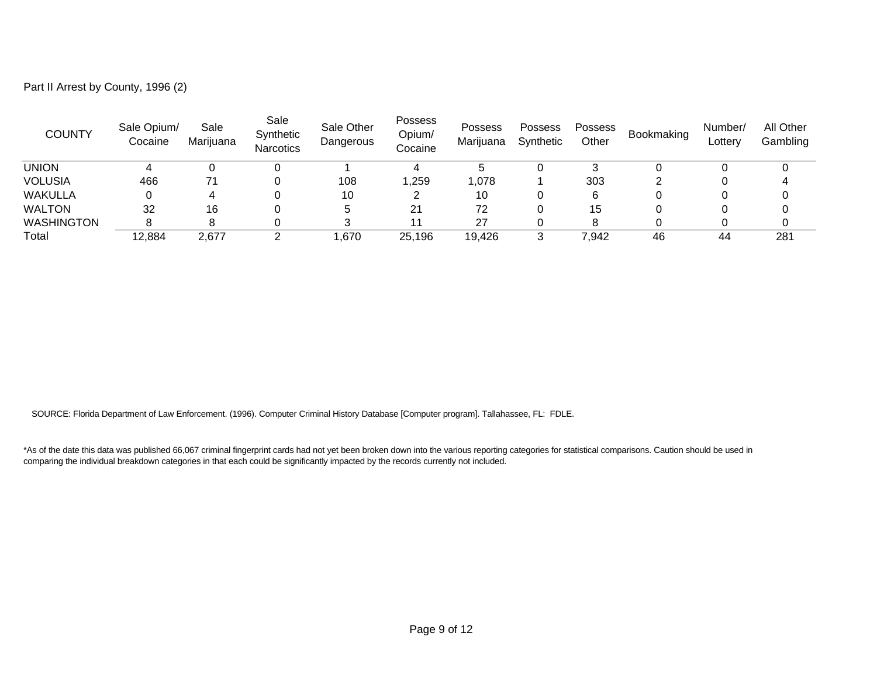Part II Arrest by County, 1996 (2)

| COUNTY | Sale Opium/ Cocaine | Sale Marijuana | Sale Synthetic Narcotics | Sale Other Dangerous | Possess Opium/ Cocaine | Possess Marijuana | Possess Synthetic | Possess Other | Bookmaking | Number/ Lottery | All Other Gambling |
|---|---|---|---|---|---|---|---|---|---|---|---|
| UNION | 4 | 0 | 0 | 1 | 4 | 5 | 0 | 3 | 0 | 0 | 0 |
| VOLUSIA | 466 | 71 | 0 | 108 | 1,259 | 1,078 | 1 | 303 | 2 | 0 | 4 |
| WAKULLA | 0 | 4 | 0 | 10 | 2 | 10 | 0 | 6 | 0 | 0 | 0 |
| WALTON | 32 | 16 | 0 | 5 | 21 | 72 | 0 | 15 | 0 | 0 | 0 |
| WASHINGTON | 8 | 8 | 0 | 3 | 11 | 27 | 0 | 8 | 0 | 0 | 0 |
| Total | 12,884 | 2,677 | 2 | 1,670 | 25,196 | 19,426 | 3 | 7,942 | 46 | 44 | 281 |

SOURCE: Florida Department of Law Enforcement. (1996). Computer Criminal History Database [Computer program]. Tallahassee, FL: FDLE.

*As of the date this data was published 66,067 criminal fingerprint cards had not yet been broken down into the various reporting categories for statistical comparisons. Caution should be used in comparing the individual breakdown categories in that each could be significantly impacted by the records currently not included.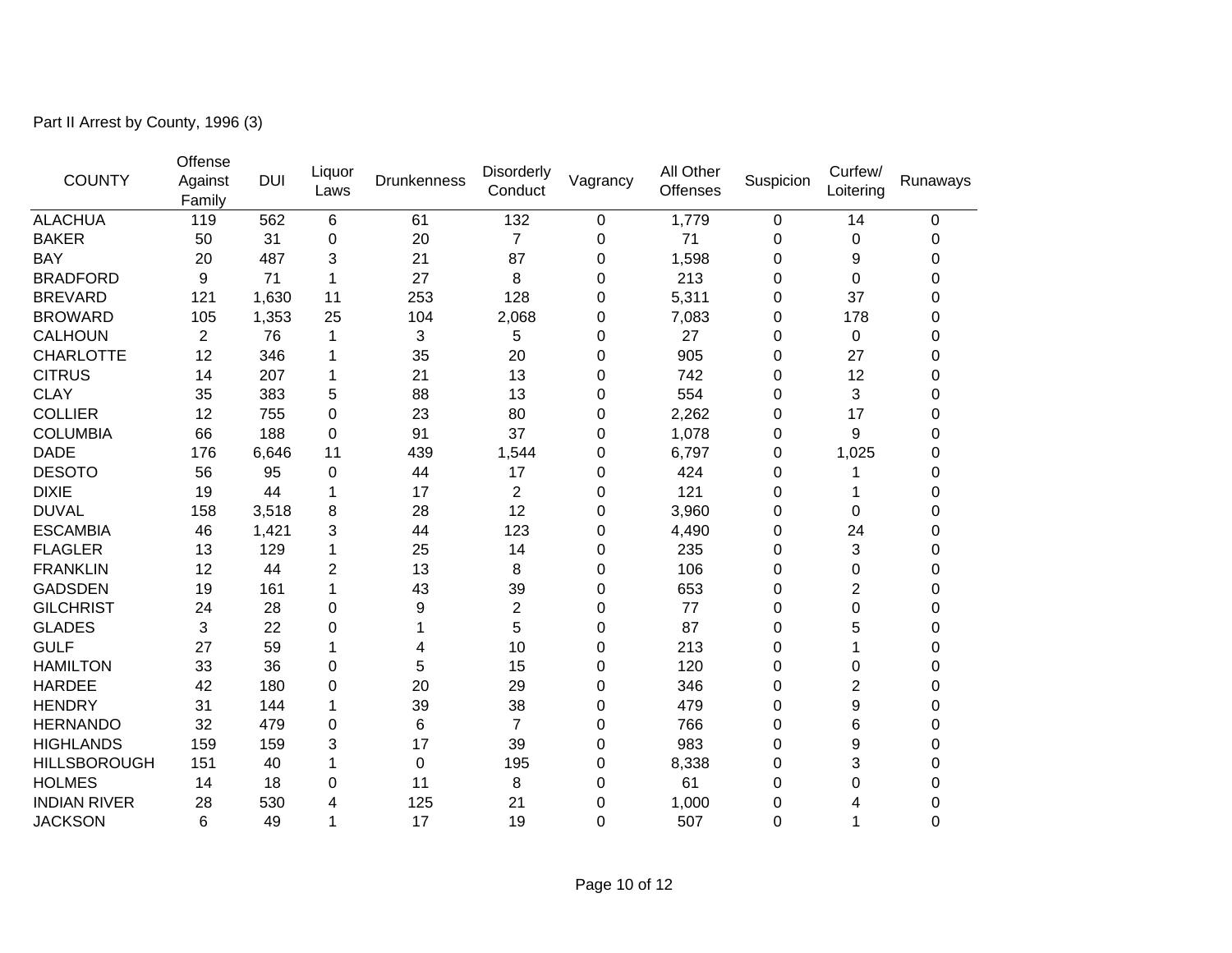Part II Arrest by County, 1996 (3)

| COUNTY | Offense Against Family | DUI | Liquor Laws | Drunkenness | Disorderly Conduct | Vagrancy | All Other Offenses | Suspicion | Curfew/ Loitering | Runaways |
|---|---|---|---|---|---|---|---|---|---|---|
| ALACHUA | 119 | 562 | 6 | 61 | 132 | 0 | 1,779 | 0 | 14 | 0 |
| BAKER | 50 | 31 | 0 | 20 | 7 | 0 | 71 | 0 | 0 | 0 |
| BAY | 20 | 487 | 3 | 21 | 87 | 0 | 1,598 | 0 | 9 | 0 |
| BRADFORD | 9 | 71 | 1 | 27 | 8 | 0 | 213 | 0 | 0 | 0 |
| BREVARD | 121 | 1,630 | 11 | 253 | 128 | 0 | 5,311 | 0 | 37 | 0 |
| BROWARD | 105 | 1,353 | 25 | 104 | 2,068 | 0 | 7,083 | 0 | 178 | 0 |
| CALHOUN | 2 | 76 | 1 | 3 | 5 | 0 | 27 | 0 | 0 | 0 |
| CHARLOTTE | 12 | 346 | 1 | 35 | 20 | 0 | 905 | 0 | 27 | 0 |
| CITRUS | 14 | 207 | 1 | 21 | 13 | 0 | 742 | 0 | 12 | 0 |
| CLAY | 35 | 383 | 5 | 88 | 13 | 0 | 554 | 0 | 3 | 0 |
| COLLIER | 12 | 755 | 0 | 23 | 80 | 0 | 2,262 | 0 | 17 | 0 |
| COLUMBIA | 66 | 188 | 0 | 91 | 37 | 0 | 1,078 | 0 | 9 | 0 |
| DADE | 176 | 6,646 | 11 | 439 | 1,544 | 0 | 6,797 | 0 | 1,025 | 0 |
| DESOTO | 56 | 95 | 0 | 44 | 17 | 0 | 424 | 0 | 1 | 0 |
| DIXIE | 19 | 44 | 1 | 17 | 2 | 0 | 121 | 0 | 1 | 0 |
| DUVAL | 158 | 3,518 | 8 | 28 | 12 | 0 | 3,960 | 0 | 0 | 0 |
| ESCAMBIA | 46 | 1,421 | 3 | 44 | 123 | 0 | 4,490 | 0 | 24 | 0 |
| FLAGLER | 13 | 129 | 1 | 25 | 14 | 0 | 235 | 0 | 3 | 0 |
| FRANKLIN | 12 | 44 | 2 | 13 | 8 | 0 | 106 | 0 | 0 | 0 |
| GADSDEN | 19 | 161 | 1 | 43 | 39 | 0 | 653 | 0 | 2 | 0 |
| GILCHRIST | 24 | 28 | 0 | 9 | 2 | 0 | 77 | 0 | 0 | 0 |
| GLADES | 3 | 22 | 0 | 1 | 5 | 0 | 87 | 0 | 5 | 0 |
| GULF | 27 | 59 | 1 | 4 | 10 | 0 | 213 | 0 | 1 | 0 |
| HAMILTON | 33 | 36 | 0 | 5 | 15 | 0 | 120 | 0 | 0 | 0 |
| HARDEE | 42 | 180 | 0 | 20 | 29 | 0 | 346 | 0 | 2 | 0 |
| HENDRY | 31 | 144 | 1 | 39 | 38 | 0 | 479 | 0 | 9 | 0 |
| HERNANDO | 32 | 479 | 0 | 6 | 7 | 0 | 766 | 0 | 6 | 0 |
| HIGHLANDS | 159 | 159 | 3 | 17 | 39 | 0 | 983 | 0 | 9 | 0 |
| HILLSBOROUGH | 151 | 40 | 1 | 0 | 195 | 0 | 8,338 | 0 | 3 | 0 |
| HOLMES | 14 | 18 | 0 | 11 | 8 | 0 | 61 | 0 | 0 | 0 |
| INDIAN RIVER | 28 | 530 | 4 | 125 | 21 | 0 | 1,000 | 0 | 4 | 0 |
| JACKSON | 6 | 49 | 1 | 17 | 19 | 0 | 507 | 0 | 1 | 0 |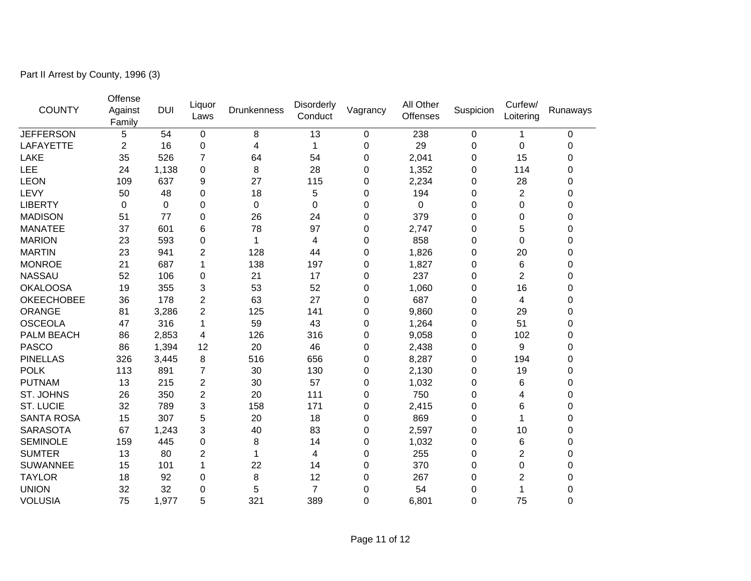Part II Arrest by County, 1996 (3)

| COUNTY | Offense Against Family | DUI | Liquor Laws | Drunkenness | Disorderly Conduct | Vagrancy | All Other Offenses | Suspicion | Curfew/ Loitering | Runaways |
|---|---|---|---|---|---|---|---|---|---|---|
| JEFFERSON | 5 | 54 | 0 | 8 | 13 | 0 | 238 | 0 | 1 | 0 |
| LAFAYETTE | 2 | 16 | 0 | 4 | 1 | 0 | 29 | 0 | 0 | 0 |
| LAKE | 35 | 526 | 7 | 64 | 54 | 0 | 2,041 | 0 | 15 | 0 |
| LEE | 24 | 1,138 | 0 | 8 | 28 | 0 | 1,352 | 0 | 114 | 0 |
| LEON | 109 | 637 | 9 | 27 | 115 | 0 | 2,234 | 0 | 28 | 0 |
| LEVY | 50 | 48 | 0 | 18 | 5 | 0 | 194 | 0 | 2 | 0 |
| LIBERTY | 0 | 0 | 0 | 0 | 0 | 0 | 0 | 0 | 0 | 0 |
| MADISON | 51 | 77 | 0 | 26 | 24 | 0 | 379 | 0 | 0 | 0 |
| MANATEE | 37 | 601 | 6 | 78 | 97 | 0 | 2,747 | 0 | 5 | 0 |
| MARION | 23 | 593 | 0 | 1 | 4 | 0 | 858 | 0 | 0 | 0 |
| MARTIN | 23 | 941 | 2 | 128 | 44 | 0 | 1,826 | 0 | 20 | 0 |
| MONROE | 21 | 687 | 1 | 138 | 197 | 0 | 1,827 | 0 | 6 | 0 |
| NASSAU | 52 | 106 | 0 | 21 | 17 | 0 | 237 | 0 | 2 | 0 |
| OKALOOSA | 19 | 355 | 3 | 53 | 52 | 0 | 1,060 | 0 | 16 | 0 |
| OKEECHOBEE | 36 | 178 | 2 | 63 | 27 | 0 | 687 | 0 | 4 | 0 |
| ORANGE | 81 | 3,286 | 2 | 125 | 141 | 0 | 9,860 | 0 | 29 | 0 |
| OSCEOLA | 47 | 316 | 1 | 59 | 43 | 0 | 1,264 | 0 | 51 | 0 |
| PALM BEACH | 86 | 2,853 | 4 | 126 | 316 | 0 | 9,058 | 0 | 102 | 0 |
| PASCO | 86 | 1,394 | 12 | 20 | 46 | 0 | 2,438 | 0 | 9 | 0 |
| PINELLAS | 326 | 3,445 | 8 | 516 | 656 | 0 | 8,287 | 0 | 194 | 0 |
| POLK | 113 | 891 | 7 | 30 | 130 | 0 | 2,130 | 0 | 19 | 0 |
| PUTNAM | 13 | 215 | 2 | 30 | 57 | 0 | 1,032 | 0 | 6 | 0 |
| ST. JOHNS | 26 | 350 | 2 | 20 | 111 | 0 | 750 | 0 | 4 | 0 |
| ST. LUCIE | 32 | 789 | 3 | 158 | 171 | 0 | 2,415 | 0 | 6 | 0 |
| SANTA ROSA | 15 | 307 | 5 | 20 | 18 | 0 | 869 | 0 | 1 | 0 |
| SARASOTA | 67 | 1,243 | 3 | 40 | 83 | 0 | 2,597 | 0 | 10 | 0 |
| SEMINOLE | 159 | 445 | 0 | 8 | 14 | 0 | 1,032 | 0 | 6 | 0 |
| SUMTER | 13 | 80 | 2 | 1 | 4 | 0 | 255 | 0 | 2 | 0 |
| SUWANNEE | 15 | 101 | 1 | 22 | 14 | 0 | 370 | 0 | 0 | 0 |
| TAYLOR | 18 | 92 | 0 | 8 | 12 | 0 | 267 | 0 | 2 | 0 |
| UNION | 32 | 32 | 0 | 5 | 7 | 0 | 54 | 0 | 1 | 0 |
| VOLUSIA | 75 | 1,977 | 5 | 321 | 389 | 0 | 6,801 | 0 | 75 | 0 |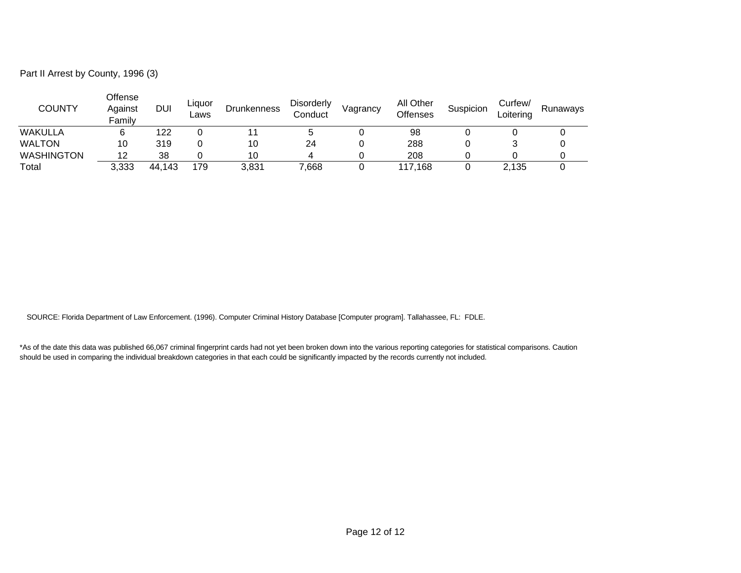Part II Arrest by County, 1996 (3)

| COUNTY | Offense Against Family | DUI | Liquor Laws | Drunkenness | Disorderly Conduct | Vagrancy | All Other Offenses | Suspicion | Curfew/ Loitering | Runaways |
|---|---|---|---|---|---|---|---|---|---|---|
| WAKULLA | 6 | 122 | 0 | 11 | 5 | 0 | 98 | 0 | 0 | 0 |
| WALTON | 10 | 319 | 0 | 10 | 24 | 0 | 288 | 0 | 3 | 0 |
| WASHINGTON | 12 | 38 | 0 | 10 | 4 | 0 | 208 | 0 | 0 | 0 |
| Total | 3,333 | 44,143 | 179 | 3,831 | 7,668 | 0 | 117,168 | 0 | 2,135 | 0 |

SOURCE: Florida Department of Law Enforcement. (1996). Computer Criminal History Database [Computer program]. Tallahassee, FL: FDLE.

*As of the date this data was published 66,067 criminal fingerprint cards had not yet been broken down into the various reporting categories for statistical comparisons. Caution should be used in comparing the individual breakdown categories in that each could be significantly impacted by the records currently not included.